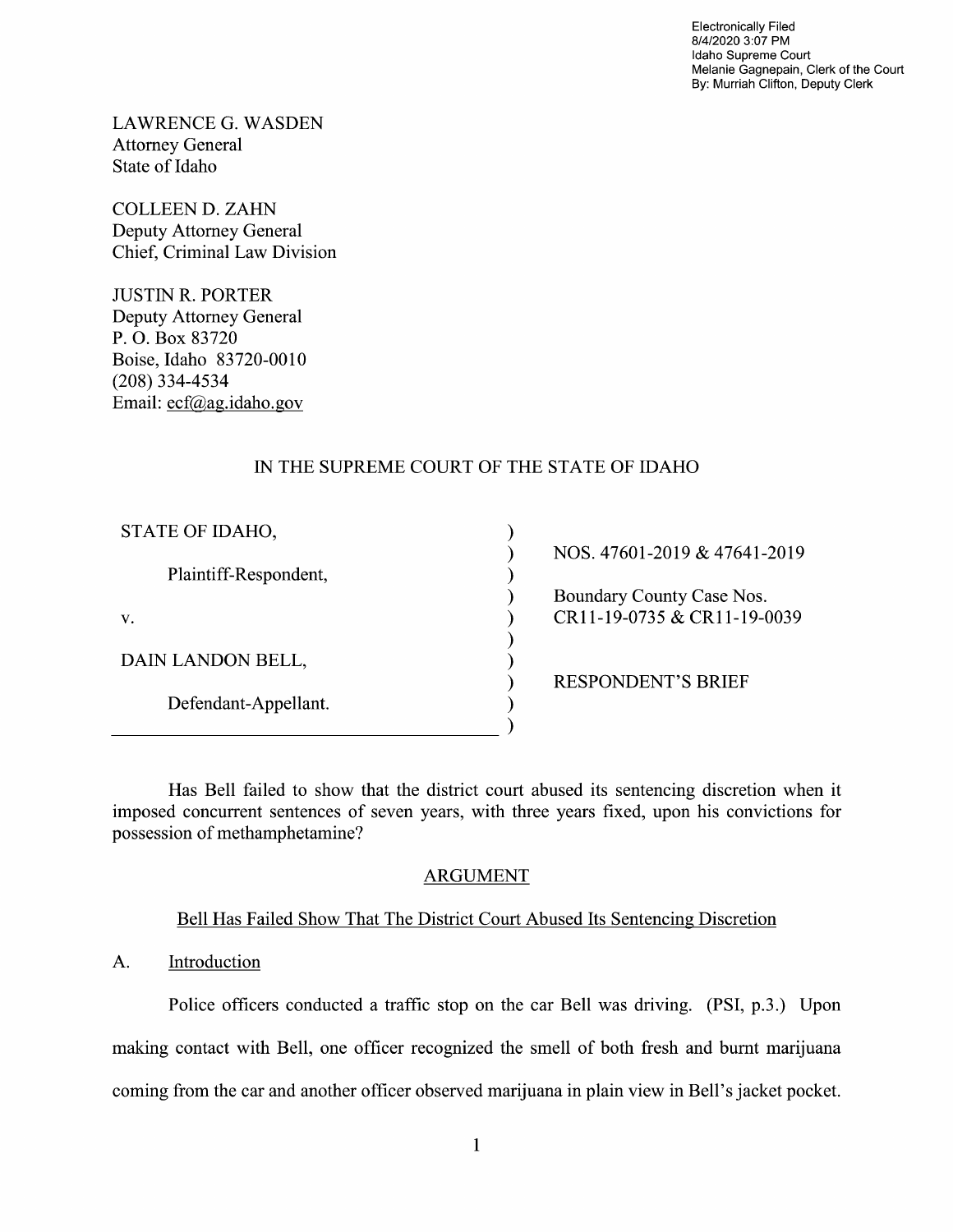Electronically Filed
8/4/2020 3:07 PM
Idaho Supreme Court
Melanie Gagnepain, Clerk of the Court
By: Murriah Clifton, Deputy Clerk

LAWRENCE G. WASDEN
Attorney General
State of Idaho

COLLEEN D. ZAHN
Deputy Attorney General
Chief, Criminal Law Division

JUSTIN R. PORTER
Deputy Attorney General
P. O. Box 83720
Boise, Idaho 83720-0010
(208) 334-4534
Email: ecf@ag.idaho.gov

IN THE SUPREME COURT OF THE STATE OF IDAHO

| | | |
|---|---|---|
| STATE OF IDAHO, | ) | NOS. 47601-2019 & 47641-2019 |
| Plaintiff-Respondent, | ) | Boundary County Case Nos. |
| v. | ) | CR11-19-0735 & CR11-19-0039 |
| DAIN LANDON BELL, | ) | RESPONDENT'S BRIEF |
| Defendant-Appellant. | ) | |

Has Bell failed to show that the district court abused its sentencing discretion when it imposed concurrent sentences of seven years, with three years fixed, upon his convictions for possession of methamphetamine?

## ARGUMENT

### Bell Has Failed Show That The District Court Abused Its Sentencing Discretion

A. Introduction

Police officers conducted a traffic stop on the car Bell was driving. (PSI, p.3.) Upon making contact with Bell, one officer recognized the smell of both fresh and burnt marijuana coming from the car and another officer observed marijuana in plain view in Bell's jacket pocket.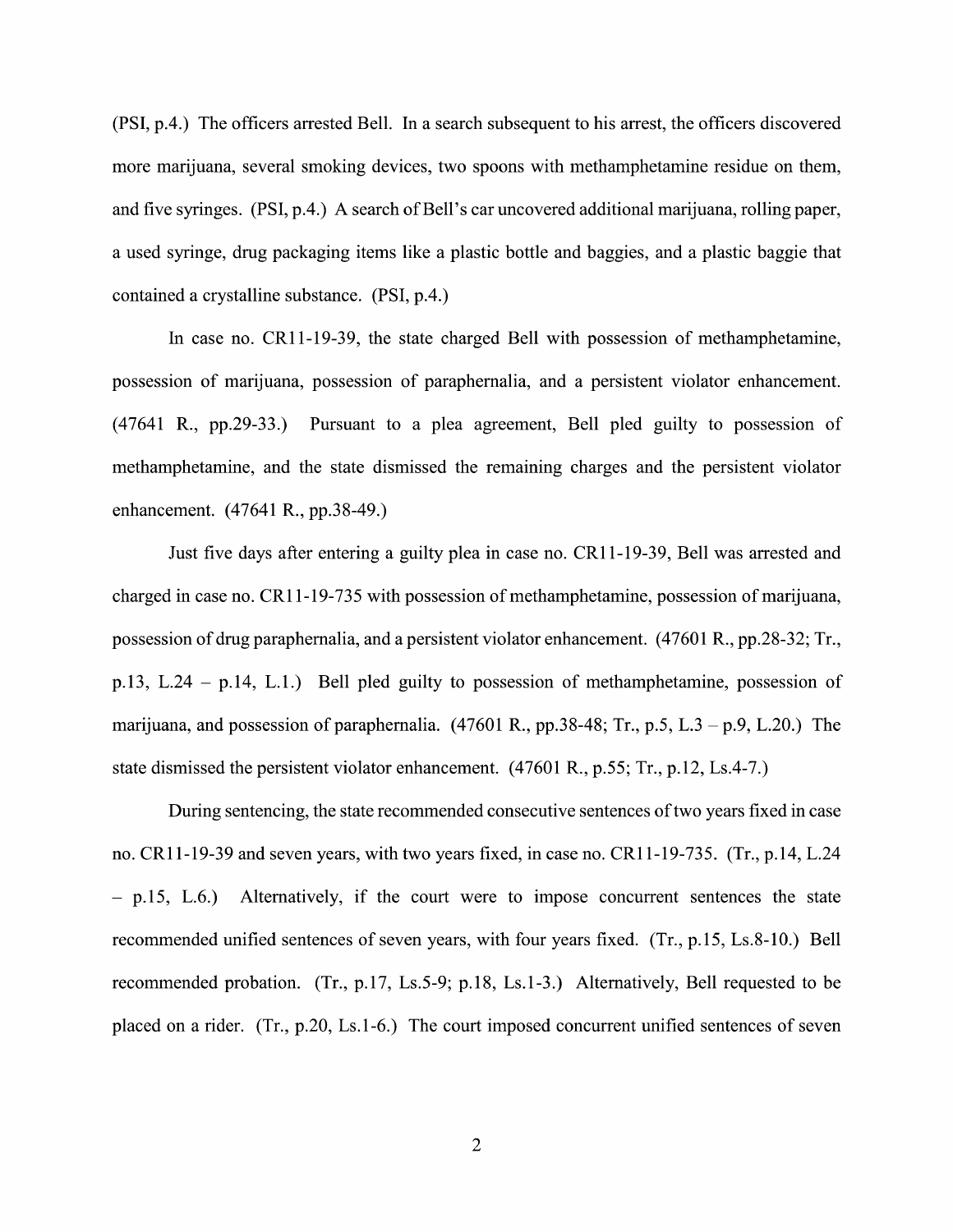(PSI, p.4.) The officers arrested Bell. In a search subsequent to his arrest, the officers discovered more marijuana, several smoking devices, two spoons with methamphetamine residue on them, and five syringes. (PSI, p.4.) A search of Bell's car uncovered additional marijuana, rolling paper, a used syringe, drug packaging items like a plastic bottle and baggies, and a plastic baggie that contained a crystalline substance. (PSI, p.4.)

In case no. CR11-19-39, the state charged Bell with possession of methamphetamine, possession of marijuana, possession of paraphernalia, and a persistent violator enhancement. (47641 R., pp.29-33.) Pursuant to a plea agreement, Bell pled guilty to possession of methamphetamine, and the state dismissed the remaining charges and the persistent violator enhancement. (47641 R., pp.38-49.)

Just five days after entering a guilty plea in case no. CR11-19-39, Bell was arrested and charged in case no. CR11-19-735 with possession of methamphetamine, possession of marijuana, possession of drug paraphernalia, and a persistent violator enhancement. (47601 R., pp.28-32; Tr., p.13, L.24 – p.14, L.1.) Bell pled guilty to possession of methamphetamine, possession of marijuana, and possession of paraphernalia. (47601 R., pp.38-48; Tr., p.5, L.3 – p.9, L.20.) The state dismissed the persistent violator enhancement. (47601 R., p.55; Tr., p.12, Ls.4-7.)

During sentencing, the state recommended consecutive sentences of two years fixed in case no. CR11-19-39 and seven years, with two years fixed, in case no. CR11-19-735. (Tr., p.14, L.24 – p.15, L.6.) Alternatively, if the court were to impose concurrent sentences the state recommended unified sentences of seven years, with four years fixed. (Tr., p.15, Ls.8-10.) Bell recommended probation. (Tr., p.17, Ls.5-9; p.18, Ls.1-3.) Alternatively, Bell requested to be placed on a rider. (Tr., p.20, Ls.1-6.) The court imposed concurrent unified sentences of seven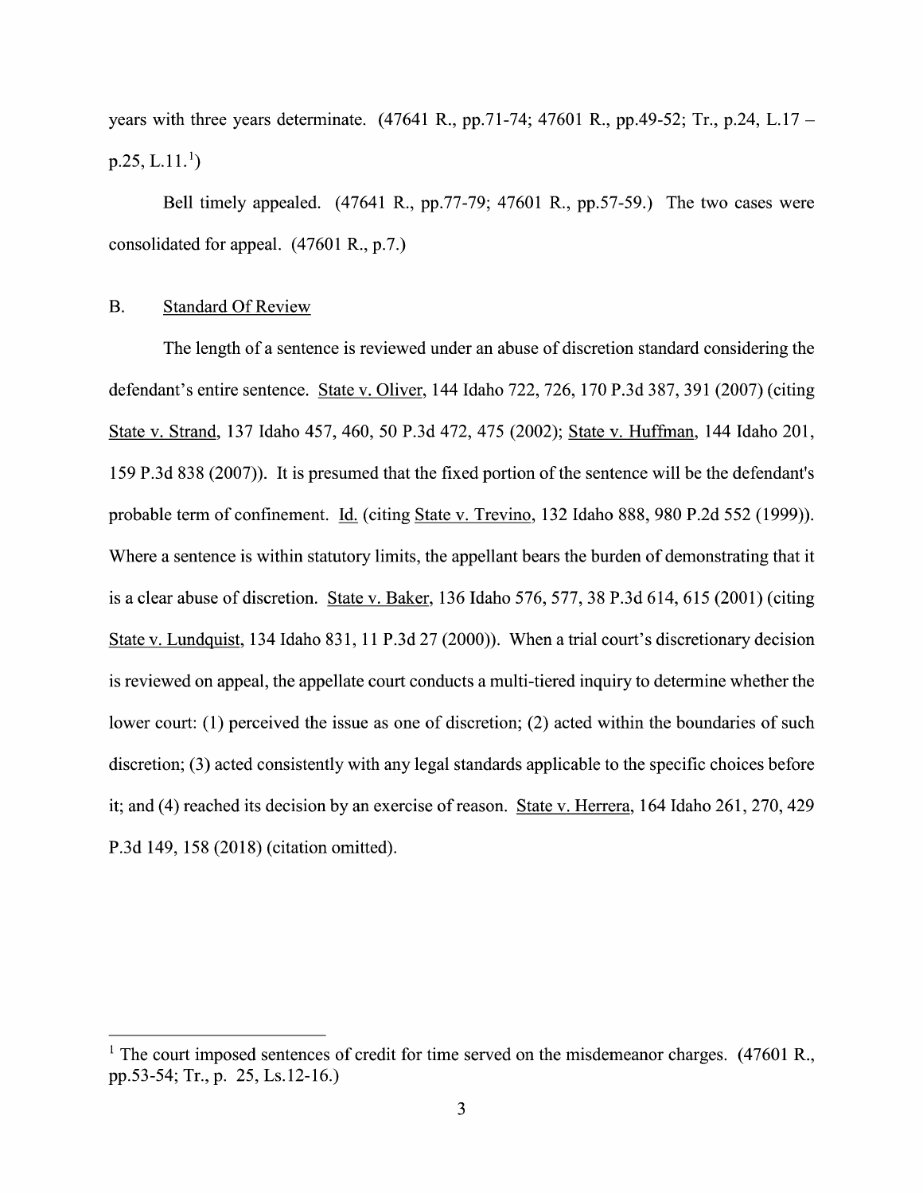years with three years determinate. (47641 R., pp.71-74; 47601 R., pp.49-52; Tr., p.24, L.17 – p.25, L.11.[1])

Bell timely appealed. (47641 R., pp.77-79; 47601 R., pp.57-59.) The two cases were consolidated for appeal. (47601 R., p.7.)

B. Standard Of Review

The length of a sentence is reviewed under an abuse of discretion standard considering the defendant's entire sentence. State v. Oliver, 144 Idaho 722, 726, 170 P.3d 387, 391 (2007) (citing State v. Strand, 137 Idaho 457, 460, 50 P.3d 472, 475 (2002); State v. Huffman, 144 Idaho 201, 159 P.3d 838 (2007)). It is presumed that the fixed portion of the sentence will be the defendant's probable term of confinement. Id. (citing State v. Trevino, 132 Idaho 888, 980 P.2d 552 (1999)). Where a sentence is within statutory limits, the appellant bears the burden of demonstrating that it is a clear abuse of discretion. State v. Baker, 136 Idaho 576, 577, 38 P.3d 614, 615 (2001) (citing State v. Lundquist, 134 Idaho 831, 11 P.3d 27 (2000)). When a trial court's discretionary decision is reviewed on appeal, the appellate court conducts a multi-tiered inquiry to determine whether the lower court: (1) perceived the issue as one of discretion; (2) acted within the boundaries of such discretion; (3) acted consistently with any legal standards applicable to the specific choices before it; and (4) reached its decision by an exercise of reason. State v. Herrera, 164 Idaho 261, 270, 429 P.3d 149, 158 (2018) (citation omitted).

---

[1] The court imposed sentences of credit for time served on the misdemeanor charges. (47601 R., pp.53-54; Tr., p. 25, Ls.12-16.)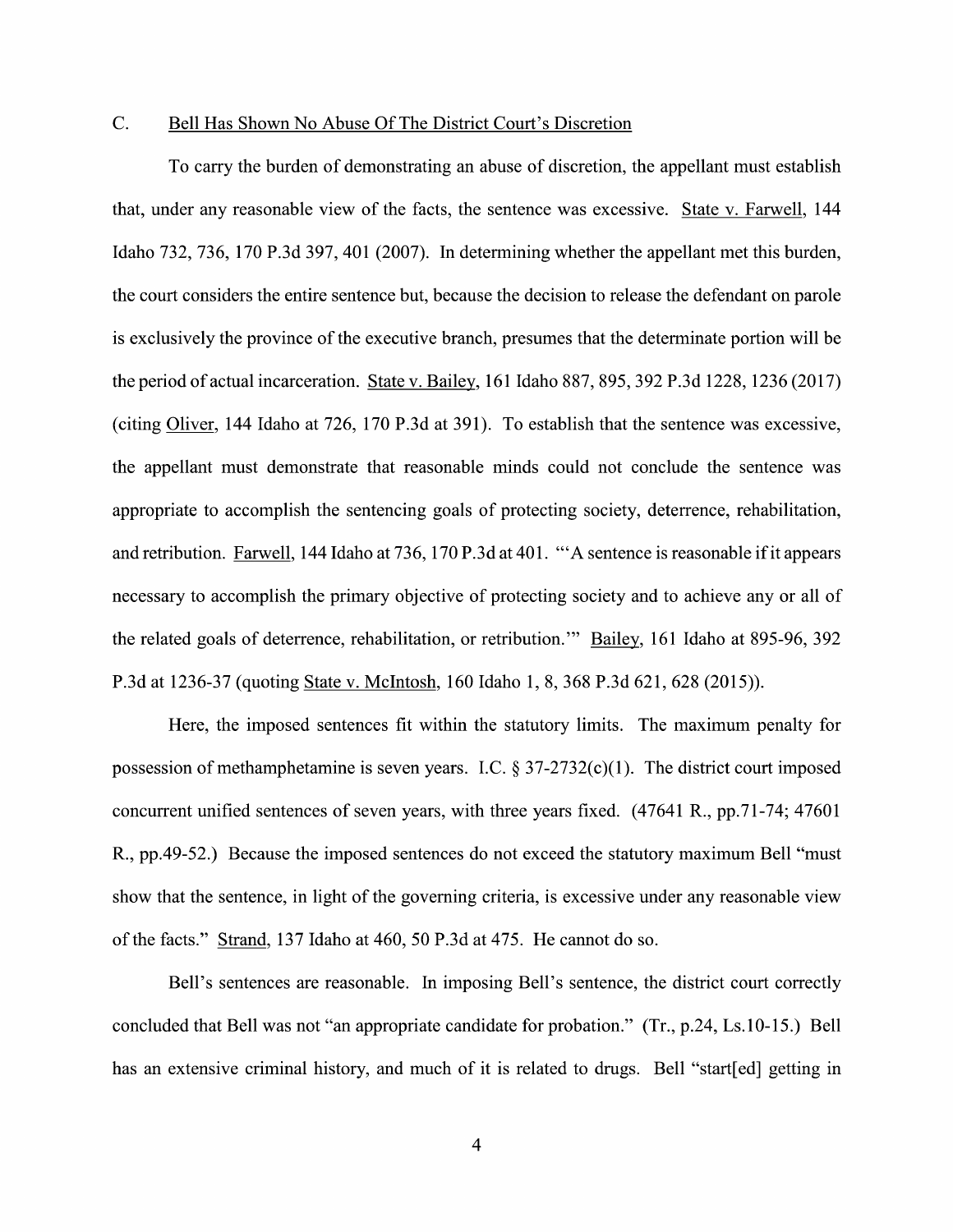### C. Bell Has Shown No Abuse Of The District Court's Discretion

To carry the burden of demonstrating an abuse of discretion, the appellant must establish that, under any reasonable view of the facts, the sentence was excessive. State v. Farwell, 144 Idaho 732, 736, 170 P.3d 397, 401 (2007). In determining whether the appellant met this burden, the court considers the entire sentence but, because the decision to release the defendant on parole is exclusively the province of the executive branch, presumes that the determinate portion will be the period of actual incarceration. State v. Bailey, 161 Idaho 887, 895, 392 P.3d 1228, 1236 (2017) (citing Oliver, 144 Idaho at 726, 170 P.3d at 391). To establish that the sentence was excessive, the appellant must demonstrate that reasonable minds could not conclude the sentence was appropriate to accomplish the sentencing goals of protecting society, deterrence, rehabilitation, and retribution. Farwell, 144 Idaho at 736, 170 P.3d at 401. "'A sentence is reasonable if it appears necessary to accomplish the primary objective of protecting society and to achieve any or all of the related goals of deterrence, rehabilitation, or retribution.'" Bailey, 161 Idaho at 895-96, 392 P.3d at 1236-37 (quoting State v. McIntosh, 160 Idaho 1, 8, 368 P.3d 621, 628 (2015)).

Here, the imposed sentences fit within the statutory limits. The maximum penalty for possession of methamphetamine is seven years. I.C. § 37-2732(c)(1). The district court imposed concurrent unified sentences of seven years, with three years fixed. (47641 R., pp.71-74; 47601 R., pp.49-52.) Because the imposed sentences do not exceed the statutory maximum Bell "must show that the sentence, in light of the governing criteria, is excessive under any reasonable view of the facts." Strand, 137 Idaho at 460, 50 P.3d at 475. He cannot do so.

Bell's sentences are reasonable. In imposing Bell's sentence, the district court correctly concluded that Bell was not "an appropriate candidate for probation." (Tr., p.24, Ls.10-15.) Bell has an extensive criminal history, and much of it is related to drugs. Bell "start[ed] getting in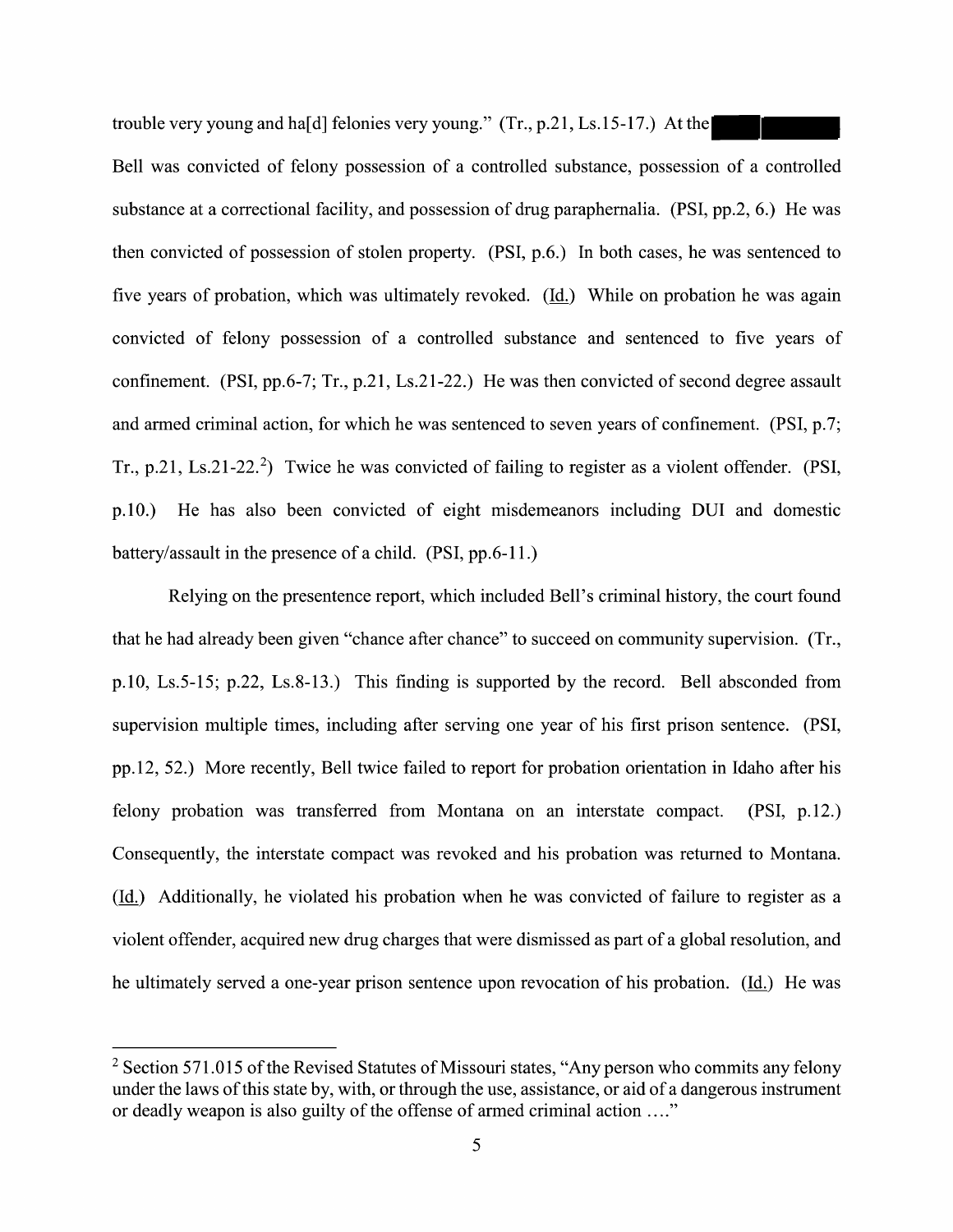trouble very young and ha[d] felonies very young." (Tr., p.21, Ls.15-17.) At the

Bell was convicted of felony possession of a controlled substance, possession of a controlled substance at a correctional facility, and possession of drug paraphernalia. (PSI, pp.2, 6.) He was then convicted of possession of stolen property. (PSI, p.6.) In both cases, he was sentenced to five years of probation, which was ultimately revoked. (Id.) While on probation he was again convicted of felony possession of a controlled substance and sentenced to five years of confinement. (PSI, pp.6-7; Tr., p.21, Ls.21-22.) He was then convicted of second degree assault and armed criminal action, for which he was sentenced to seven years of confinement. (PSI, p.7; Tr., p.21, Ls.21-22.[2]) Twice he was convicted of failing to register as a violent offender. (PSI, p.10.) He has also been convicted of eight misdemeanors including DUI and domestic battery/assault in the presence of a child. (PSI, pp.6-11.)

Relying on the presentence report, which included Bell's criminal history, the court found that he had already been given "chance after chance" to succeed on community supervision. (Tr., p.10, Ls.5-15; p.22, Ls.8-13.) This finding is supported by the record. Bell absconded from supervision multiple times, including after serving one year of his first prison sentence. (PSI, pp.12, 52.) More recently, Bell twice failed to report for probation orientation in Idaho after his felony probation was transferred from Montana on an interstate compact. (PSI, p.12.) Consequently, the interstate compact was revoked and his probation was returned to Montana. (Id.) Additionally, he violated his probation when he was convicted of failure to register as a violent offender, acquired new drug charges that were dismissed as part of a global resolution, and he ultimately served a one-year prison sentence upon revocation of his probation. (Id.) He was

[2] Section 571.015 of the Revised Statutes of Missouri states, "Any person who commits any felony under the laws of this state by, with, or through the use, assistance, or aid of a dangerous instrument or deadly weapon is also guilty of the offense of armed criminal action …."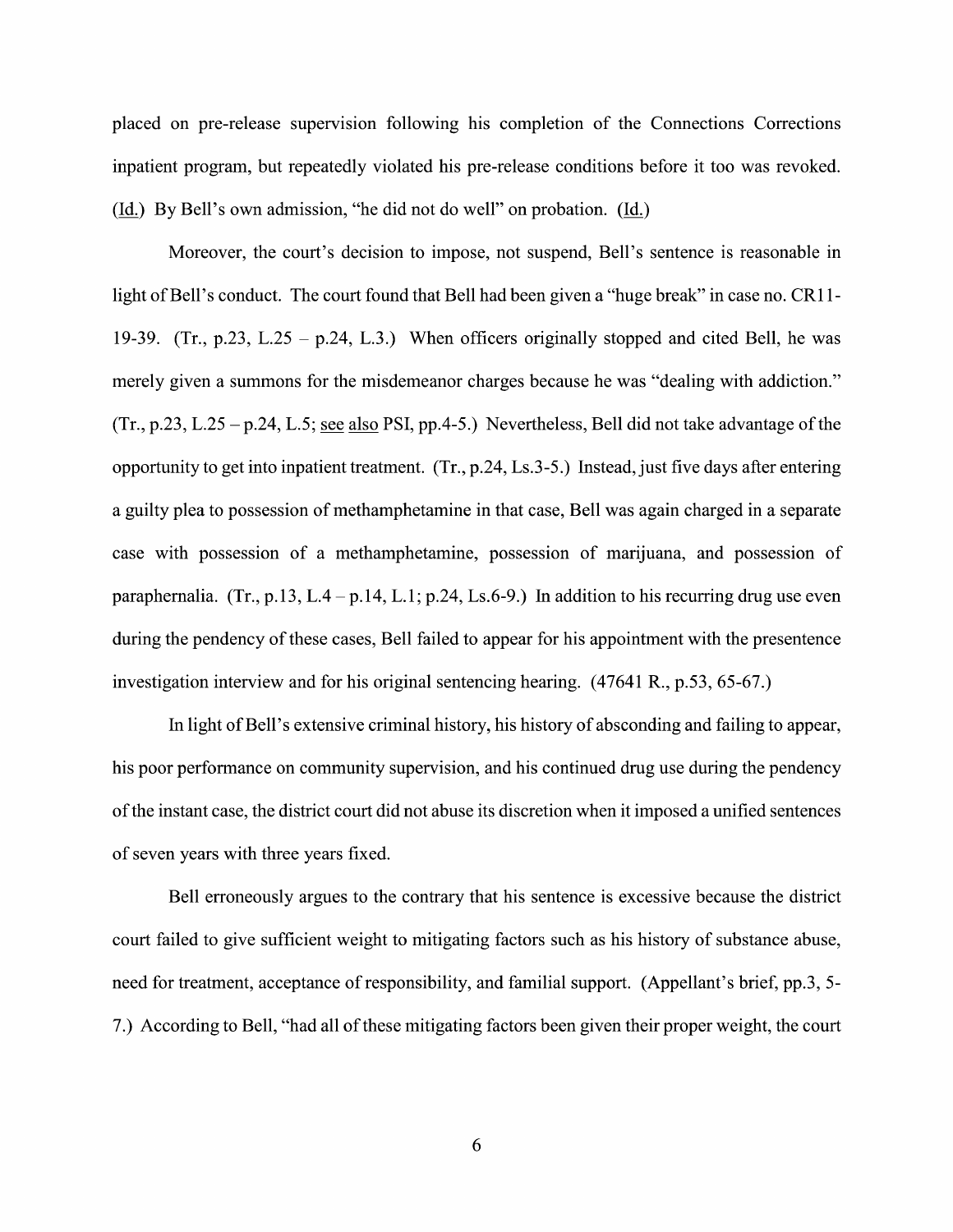placed on pre-release supervision following his completion of the Connections Corrections inpatient program, but repeatedly violated his pre-release conditions before it too was revoked. (Id.) By Bell's own admission, "he did not do well" on probation. (Id.)

Moreover, the court's decision to impose, not suspend, Bell's sentence is reasonable in light of Bell's conduct. The court found that Bell had been given a "huge break" in case no. CR11-19-39. (Tr., p.23, L.25 – p.24, L.3.) When officers originally stopped and cited Bell, he was merely given a summons for the misdemeanor charges because he was "dealing with addiction." (Tr., p.23, L.25 – p.24, L.5; see also PSI, pp.4-5.) Nevertheless, Bell did not take advantage of the opportunity to get into inpatient treatment. (Tr., p.24, Ls.3-5.) Instead, just five days after entering a guilty plea to possession of methamphetamine in that case, Bell was again charged in a separate case with possession of a methamphetamine, possession of marijuana, and possession of paraphernalia. (Tr., p.13, L.4 – p.14, L.1; p.24, Ls.6-9.) In addition to his recurring drug use even during the pendency of these cases, Bell failed to appear for his appointment with the presentence investigation interview and for his original sentencing hearing. (47641 R., p.53, 65-67.)

In light of Bell's extensive criminal history, his history of absconding and failing to appear, his poor performance on community supervision, and his continued drug use during the pendency of the instant case, the district court did not abuse its discretion when it imposed a unified sentences of seven years with three years fixed.

Bell erroneously argues to the contrary that his sentence is excessive because the district court failed to give sufficient weight to mitigating factors such as his history of substance abuse, need for treatment, acceptance of responsibility, and familial support. (Appellant's brief, pp.3, 5-7.) According to Bell, "had all of these mitigating factors been given their proper weight, the court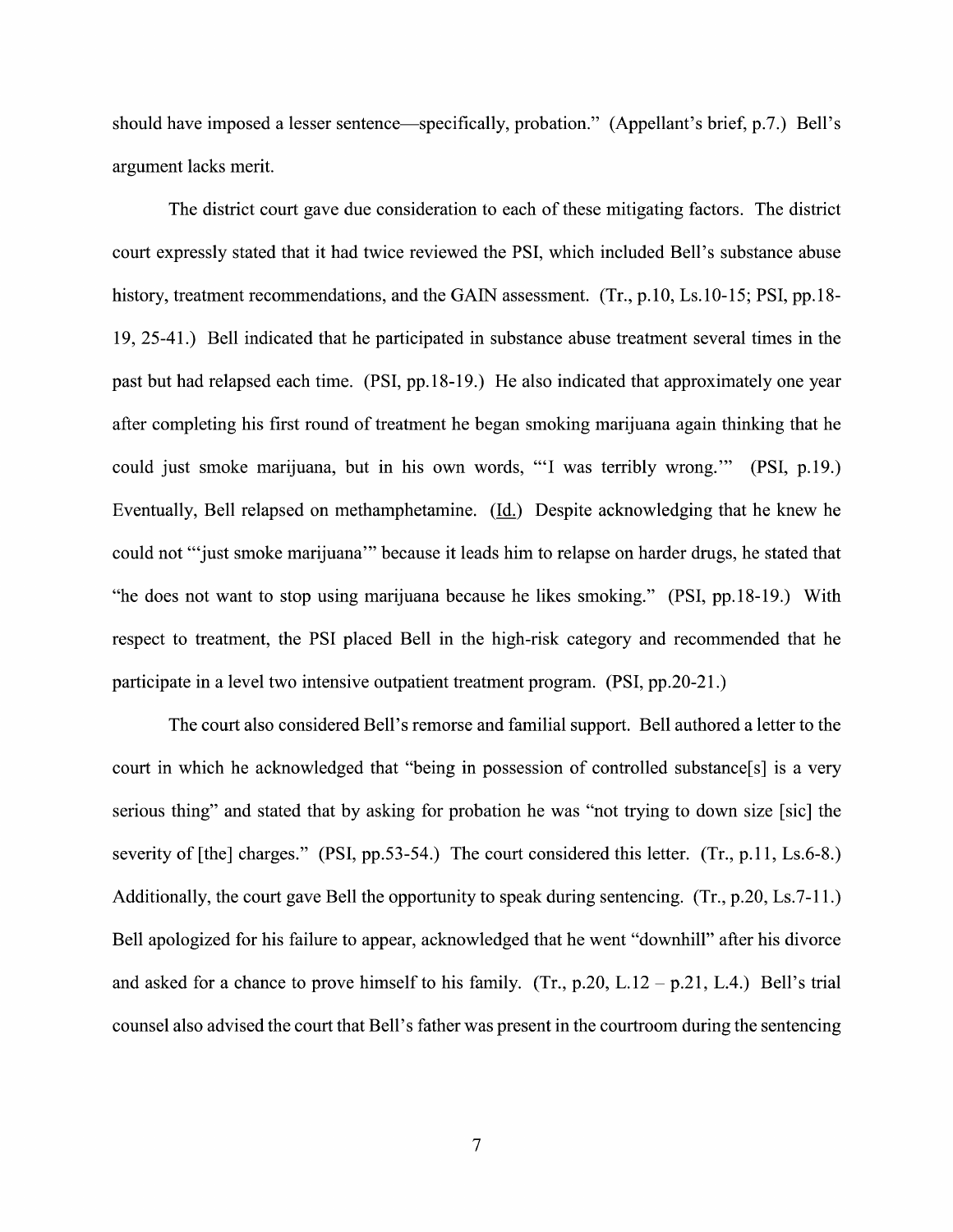should have imposed a lesser sentence—specifically, probation." (Appellant's brief, p.7.) Bell's argument lacks merit.

The district court gave due consideration to each of these mitigating factors. The district court expressly stated that it had twice reviewed the PSI, which included Bell's substance abuse history, treatment recommendations, and the GAIN assessment. (Tr., p.10, Ls.10-15; PSI, pp.18-19, 25-41.) Bell indicated that he participated in substance abuse treatment several times in the past but had relapsed each time. (PSI, pp.18-19.) He also indicated that approximately one year after completing his first round of treatment he began smoking marijuana again thinking that he could just smoke marijuana, but in his own words, "'I was terribly wrong.'" (PSI, p.19.) Eventually, Bell relapsed on methamphetamine. (Id.) Despite acknowledging that he knew he could not "'just smoke marijuana'" because it leads him to relapse on harder drugs, he stated that "he does not want to stop using marijuana because he likes smoking." (PSI, pp.18-19.) With respect to treatment, the PSI placed Bell in the high-risk category and recommended that he participate in a level two intensive outpatient treatment program. (PSI, pp.20-21.)

The court also considered Bell's remorse and familial support. Bell authored a letter to the court in which he acknowledged that "being in possession of controlled substance[s] is a very serious thing" and stated that by asking for probation he was "not trying to down size [sic] the severity of [the] charges." (PSI, pp.53-54.) The court considered this letter. (Tr., p.11, Ls.6-8.) Additionally, the court gave Bell the opportunity to speak during sentencing. (Tr., p.20, Ls.7-11.) Bell apologized for his failure to appear, acknowledged that he went "downhill" after his divorce and asked for a chance to prove himself to his family. (Tr., p.20, L.12 – p.21, L.4.) Bell's trial counsel also advised the court that Bell's father was present in the courtroom during the sentencing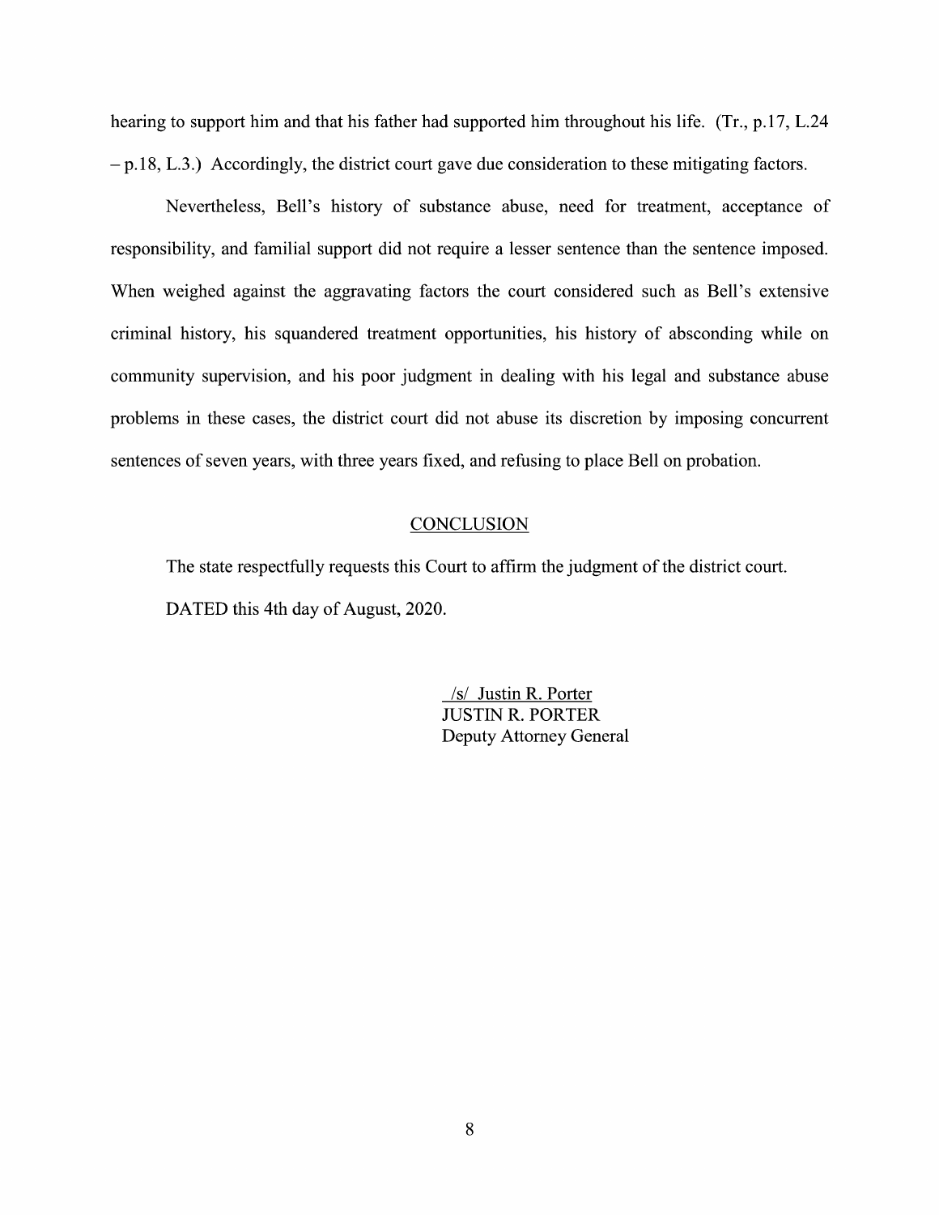hearing to support him and that his father had supported him throughout his life. (Tr., p.17, L.24 – p.18, L.3.) Accordingly, the district court gave due consideration to these mitigating factors.

Nevertheless, Bell's history of substance abuse, need for treatment, acceptance of responsibility, and familial support did not require a lesser sentence than the sentence imposed. When weighed against the aggravating factors the court considered such as Bell's extensive criminal history, his squandered treatment opportunities, his history of absconding while on community supervision, and his poor judgment in dealing with his legal and substance abuse problems in these cases, the district court did not abuse its discretion by imposing concurrent sentences of seven years, with three years fixed, and refusing to place Bell on probation.

## CONCLUSION

The state respectfully requests this Court to affirm the judgment of the district court.

DATED this 4th day of August, 2020.

/s/ Justin R. Porter
JUSTIN R. PORTER
Deputy Attorney General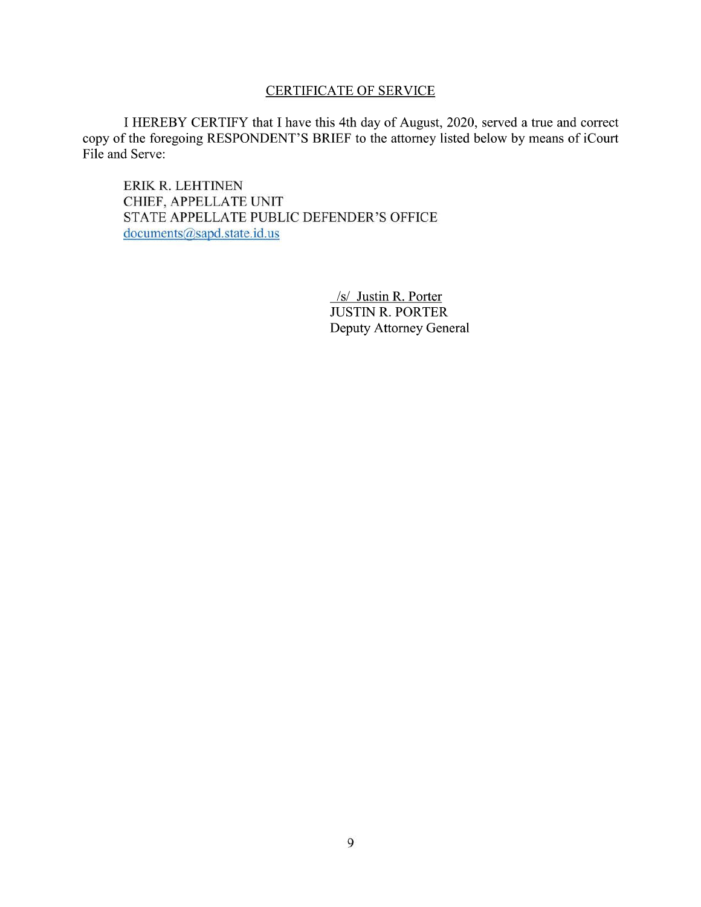## CERTIFICATE OF SERVICE

I HEREBY CERTIFY that I have this 4th day of August, 2020, served a true and correct copy of the foregoing RESPONDENT'S BRIEF to the attorney listed below by means of iCourt File and Serve:

ERIK R. LEHTINEN
CHIEF, APPELLATE UNIT
STATE APPELLATE PUBLIC DEFENDER'S OFFICE
documents@sapd.state.id.us

/s/ Justin R. Porter
JUSTIN R. PORTER
Deputy Attorney General